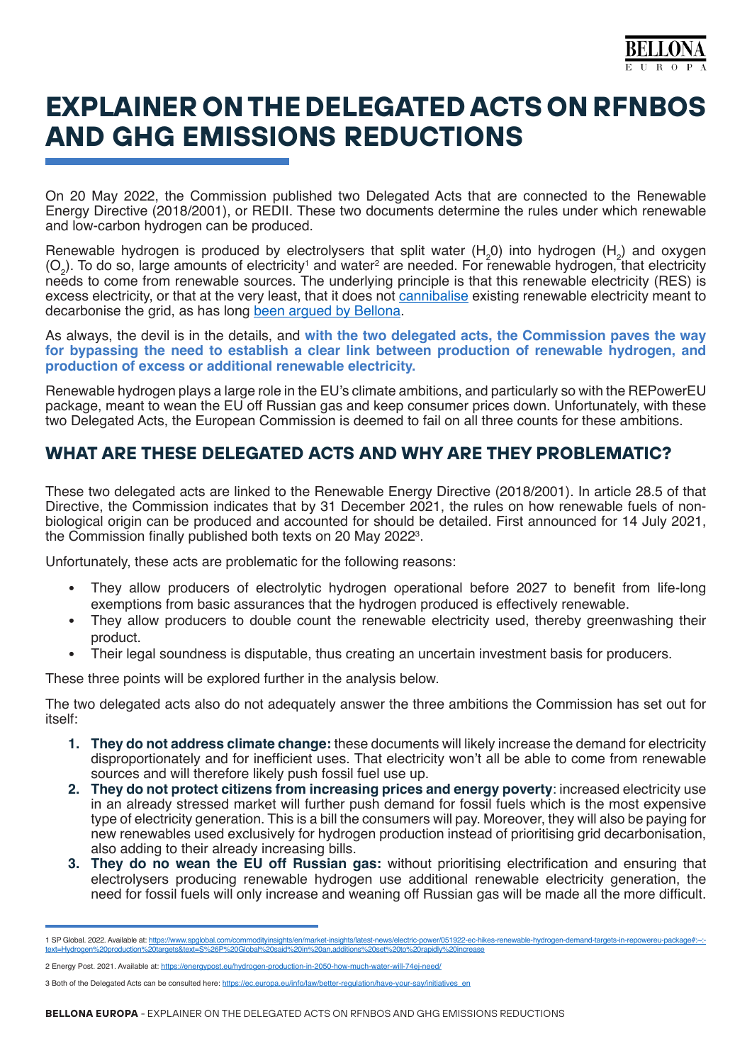# EXPLAINER ON THE DELEGATED ACTS ON RFNBOS AND GHG EMISSIONS REDUCTIONS

On 20 May 2022, the Commission published two Delegated Acts that are connected to the Renewable Energy Directive (2018/2001), or REDII. These two documents determine the rules under which renewable and low-carbon hydrogen can be produced.

Renewable hydrogen is produced by electrolysers that split water ($H_20$) into hydrogen ($H_2$) and oxygen ($O_2$). To do so, large amounts of electricity[1] and water[2] are needed. For renewable hydrogen, that electricity needs to come from renewable sources. The underlying principle is that this renewable electricity (RES) is excess electricity, or that at the very least, that it does not cannibalise existing renewable electricity meant to decarbonise the grid, as has long been argued by Bellona.

As always, the devil is in the details, and **with the two delegated acts, the Commission paves the way for bypassing the need to establish a clear link between production of renewable hydrogen, and production of excess or additional renewable electricity.**

Renewable hydrogen plays a large role in the EU's climate ambitions, and particularly so with the REPowerEU package, meant to wean the EU off Russian gas and keep consumer prices down. Unfortunately, with these two Delegated Acts, the European Commission is deemed to fail on all three counts for these ambitions.

## WHAT ARE THESE DELEGATED ACTS AND WHY ARE THEY PROBLEMATIC?

These two delegated acts are linked to the Renewable Energy Directive (2018/2001). In article 28.5 of that Directive, the Commission indicates that by 31 December 2021, the rules on how renewable fuels of non-biological origin can be produced and accounted for should be detailed. First announced for 14 July 2021, the Commission finally published both texts on 20 May 2022[3].

Unfortunately, these acts are problematic for the following reasons:

- They allow producers of electrolytic hydrogen operational before 2027 to benefit from life-long exemptions from basic assurances that the hydrogen produced is effectively renewable.
- They allow producers to double count the renewable electricity used, thereby greenwashing their product.
- Their legal soundness is disputable, thus creating an uncertain investment basis for producers.

These three points will be explored further in the analysis below.

The two delegated acts also do not adequately answer the three ambitions the Commission has set out for itself:

1. **They do not address climate change:** these documents will likely increase the demand for electricity disproportionately and for inefficient uses. That electricity won't all be able to come from renewable sources and will therefore likely push fossil fuel use up.
2. **They do not protect citizens from increasing prices and energy poverty**: increased electricity use in an already stressed market will further push demand for fossil fuels which is the most expensive type of electricity generation. This is a bill the consumers will pay. Moreover, they will also be paying for new renewables used exclusively for hydrogen production instead of prioritising grid decarbonisation, also adding to their already increasing bills.
3. **They do no wean the EU off Russian gas:** without prioritising electrification and ensuring that electrolysers producing renewable hydrogen use additional renewable electricity generation, the need for fossil fuels will only increase and weaning off Russian gas will be made all the more difficult.

---

1 SP Global. 2022. Available at: https://www.spglobal.com/commodityinsights/en/market-insights/latest-news/electric-power/051922-ec-hikes-renewable-hydrogen-demand-targets-in-repowereu-package#:~:text=Hydrogen%20production%20targets&text=S%26P%20Global%20said%20in%20an,additions%20set%20to%20rapidly%20increase

2 Energy Post. 2021. Available at: https://energypost.eu/hydrogen-production-in-2050-how-much-water-will-74ej-need/

3 Both of the Delegated Acts can be consulted here: https://ec.europa.eu/info/law/better-regulation/have-your-say/initiatives_en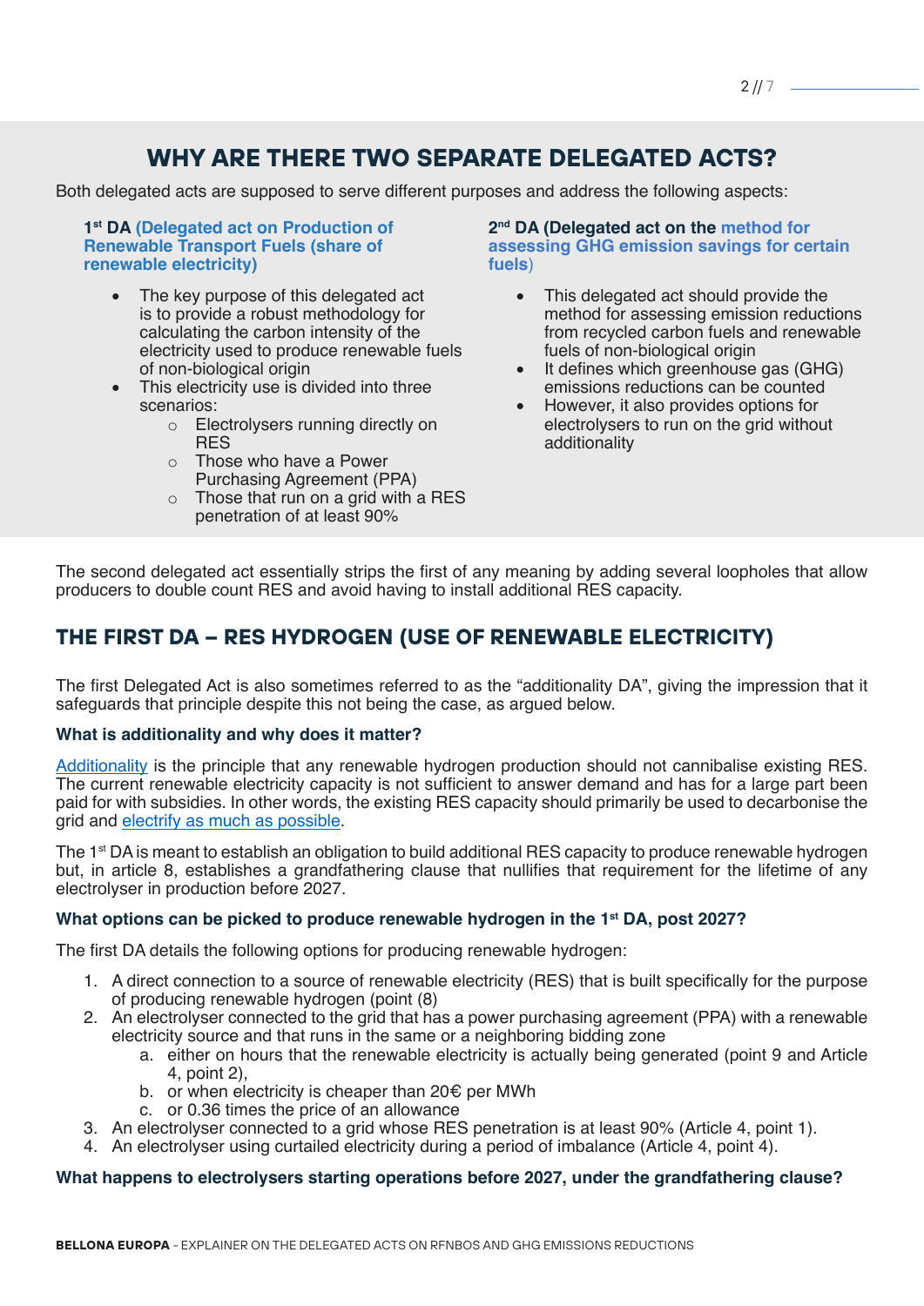## WHY ARE THERE TWO SEPARATE DELEGATED ACTS?

Both delegated acts are supposed to serve different purposes and address the following aspects:

**1st DA (Delegated act on Production of Renewable Transport Fuels (share of renewable electricity)**

- The key purpose of this delegated act is to provide a robust methodology for calculating the carbon intensity of the electricity used to produce renewable fuels of non-biological origin
- This electricity use is divided into three scenarios:
  - Electrolysers running directly on RES
  - Those who have a Power Purchasing Agreement (PPA)
  - Those that run on a grid with a RES penetration of at least 90%

**2nd DA (Delegated act on the method for assessing GHG emission savings for certain fuels)**

- This delegated act should provide the method for assessing emission reductions from recycled carbon fuels and renewable fuels of non-biological origin
- It defines which greenhouse gas (GHG) emissions reductions can be counted
- However, it also provides options for electrolysers to run on the grid without additionality

The second delegated act essentially strips the first of any meaning by adding several loopholes that allow producers to double count RES and avoid having to install additional RES capacity.

## THE FIRST DA – RES HYDROGEN (USE OF RENEWABLE ELECTRICITY)

The first Delegated Act is also sometimes referred to as the "additionality DA", giving the impression that it safeguards that principle despite this not being the case, as argued below.

**What is additionality and why does it matter?**

Additionality is the principle that any renewable hydrogen production should not cannibalise existing RES. The current renewable electricity capacity is not sufficient to answer demand and has for a large part been paid for with subsidies. In other words, the existing RES capacity should primarily be used to decarbonise the grid and electrify as much as possible.

The 1st DA is meant to establish an obligation to build additional RES capacity to produce renewable hydrogen but, in article 8, establishes a grandfathering clause that nullifies that requirement for the lifetime of any electrolyser in production before 2027.

**What options can be picked to produce renewable hydrogen in the 1st DA, post 2027?**

The first DA details the following options for producing renewable hydrogen:

1. A direct connection to a source of renewable electricity (RES) that is built specifically for the purpose of producing renewable hydrogen (point (8)
2. An electrolyser connected to the grid that has a power purchasing agreement (PPA) with a renewable electricity source and that runs in the same or a neighboring bidding zone
   a. either on hours that the renewable electricity is actually being generated (point 9 and Article 4, point 2),
   b. or when electricity is cheaper than 20€ per MWh
   c. or 0.36 times the price of an allowance
3. An electrolyser connected to a grid whose RES penetration is at least 90% (Article 4, point 1).
4. An electrolyser using curtailed electricity during a period of imbalance (Article 4, point 4).

**What happens to electrolysers starting operations before 2027, under the grandfathering clause?**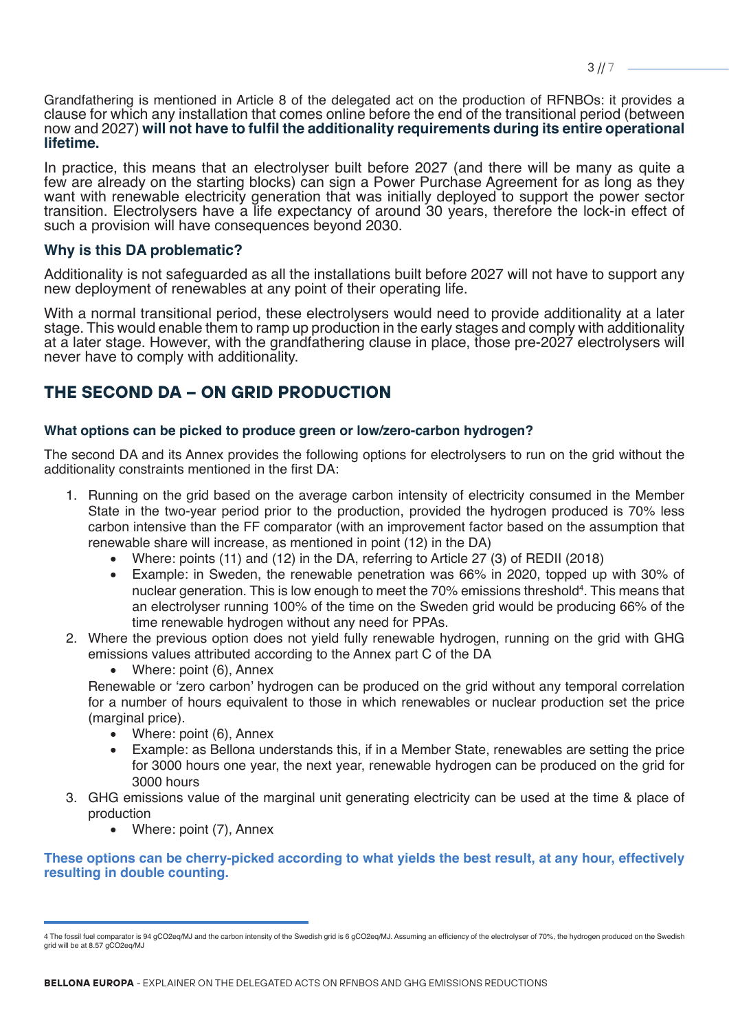Grandfathering is mentioned in Article 8 of the delegated act on the production of RFNBOs: it provides a clause for which any installation that comes online before the end of the transitional period (between now and 2027) **will not have to fulfil the additionality requirements during its entire operational lifetime.**

In practice, this means that an electrolyser built before 2027 (and there will be many as quite a few are already on the starting blocks) can sign a Power Purchase Agreement for as long as they want with renewable electricity generation that was initially deployed to support the power sector transition. Electrolysers have a life expectancy of around 30 years, therefore the lock-in effect of such a provision will have consequences beyond 2030.

### Why is this DA problematic?

Additionality is not safeguarded as all the installations built before 2027 will not have to support any new deployment of renewables at any point of their operating life.

With a normal transitional period, these electrolysers would need to provide additionality at a later stage. This would enable them to ramp up production in the early stages and comply with additionality at a later stage. However, with the grandfathering clause in place, those pre-2027 electrolysers will never have to comply with additionality.

## THE SECOND DA – ON GRID PRODUCTION

#### What options can be picked to produce green or low/zero-carbon hydrogen?

The second DA and its Annex provides the following options for electrolysers to run on the grid without the additionality constraints mentioned in the first DA:

1. Running on the grid based on the average carbon intensity of electricity consumed in the Member State in the two-year period prior to the production, provided the hydrogen produced is 70% less carbon intensive than the FF comparator (with an improvement factor based on the assumption that renewable share will increase, as mentioned in point (12) in the DA)
   - Where: points (11) and (12) in the DA, referring to Article 27 (3) of REDII (2018)
   - Example: in Sweden, the renewable penetration was 66% in 2020, topped up with 30% of nuclear generation. This is low enough to meet the 70% emissions threshold[4]. This means that an electrolyser running 100% of the time on the Sweden grid would be producing 66% of the time renewable hydrogen without any need for PPAs.
2. Where the previous option does not yield fully renewable hydrogen, running on the grid with GHG emissions values attributed according to the Annex part C of the DA
   - Where: point (6), Annex

   Renewable or 'zero carbon' hydrogen can be produced on the grid without any temporal correlation for a number of hours equivalent to those in which renewables or nuclear production set the price (marginal price).
   - Where: point (6), Annex
   - Example: as Bellona understands this, if in a Member State, renewables are setting the price for 3000 hours one year, the next year, renewable hydrogen can be produced on the grid for 3000 hours
3. GHG emissions value of the marginal unit generating electricity can be used at the time & place of production
   - Where: point (7), Annex

**These options can be cherry-picked according to what yields the best result, at any hour, effectively resulting in double counting.**

---

[4] The fossil fuel comparator is 94 gCO2eq/MJ and the carbon intensity of the Swedish grid is 6 gCO2eq/MJ. Assuming an efficiency of the electrolyser of 70%, the hydrogen produced on the Swedish grid will be at 8.57 gCO2eq/MJ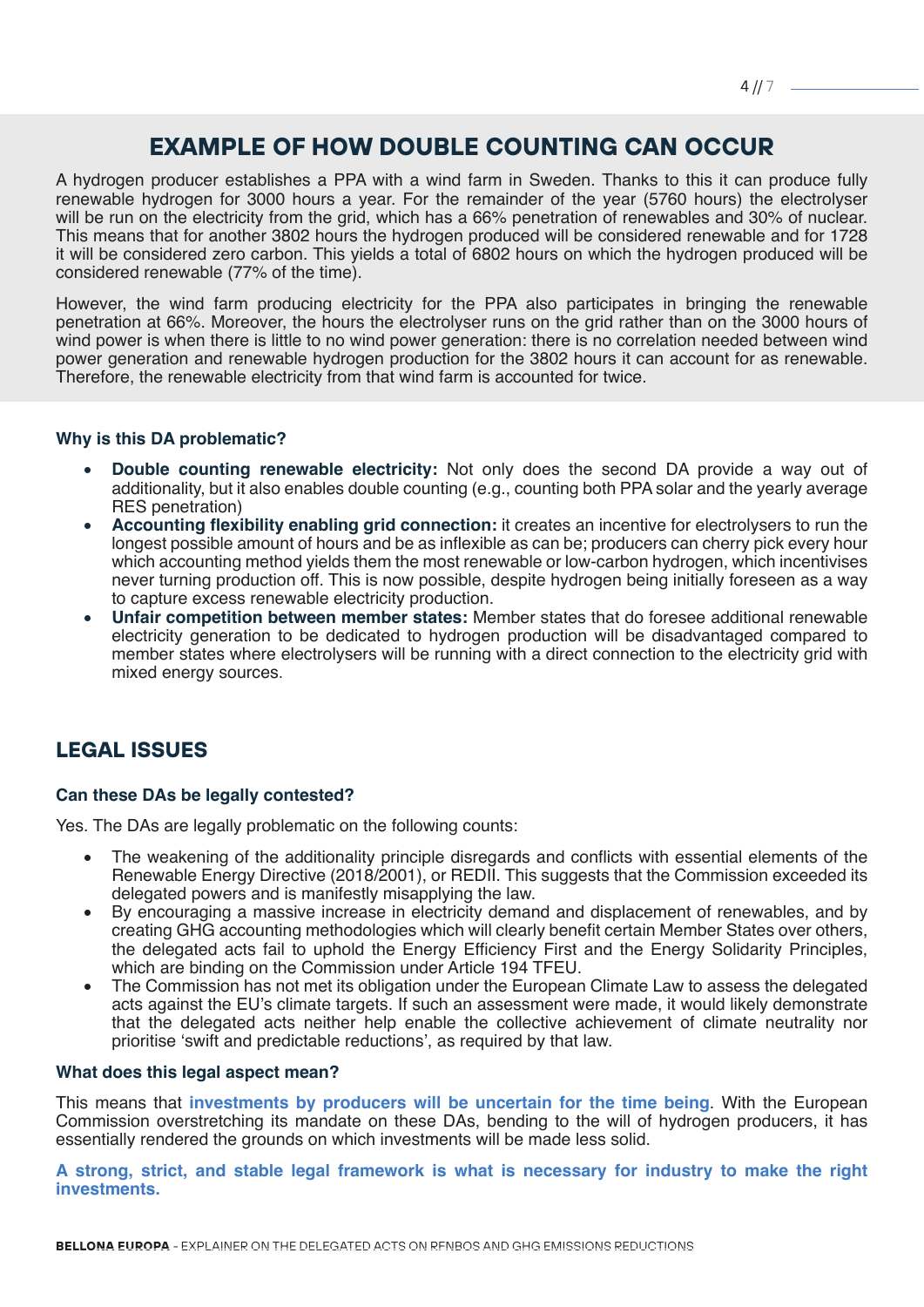## EXAMPLE OF HOW DOUBLE COUNTING CAN OCCUR

A hydrogen producer establishes a PPA with a wind farm in Sweden. Thanks to this it can produce fully renewable hydrogen for 3000 hours a year. For the remainder of the year (5760 hours) the electrolyser will be run on the electricity from the grid, which has a 66% penetration of renewables and 30% of nuclear. This means that for another 3802 hours the hydrogen produced will be considered renewable and for 1728 it will be considered zero carbon. This yields a total of 6802 hours on which the hydrogen produced will be considered renewable (77% of the time).

However, the wind farm producing electricity for the PPA also participates in bringing the renewable penetration at 66%. Moreover, the hours the electrolyser runs on the grid rather than on the 3000 hours of wind power is when there is little to no wind power generation: there is no correlation needed between wind power generation and renewable hydrogen production for the 3802 hours it can account for as renewable. Therefore, the renewable electricity from that wind farm is accounted for twice.

#### Why is this DA problematic?

- **Double counting renewable electricity:** Not only does the second DA provide a way out of additionality, but it also enables double counting (e.g., counting both PPA solar and the yearly average RES penetration)
- **Accounting flexibility enabling grid connection:** it creates an incentive for electrolysers to run the longest possible amount of hours and be as inflexible as can be; producers can cherry pick every hour which accounting method yields them the most renewable or low-carbon hydrogen, which incentivises never turning production off. This is now possible, despite hydrogen being initially foreseen as a way to capture excess renewable electricity production.
- **Unfair competition between member states:** Member states that do foresee additional renewable electricity generation to be dedicated to hydrogen production will be disadvantaged compared to member states where electrolysers will be running with a direct connection to the electricity grid with mixed energy sources.

## LEGAL ISSUES

#### Can these DAs be legally contested?

Yes. The DAs are legally problematic on the following counts:

- The weakening of the additionality principle disregards and conflicts with essential elements of the Renewable Energy Directive (2018/2001), or REDII. This suggests that the Commission exceeded its delegated powers and is manifestly misapplying the law.
- By encouraging a massive increase in electricity demand and displacement of renewables, and by creating GHG accounting methodologies which will clearly benefit certain Member States over others, the delegated acts fail to uphold the Energy Efficiency First and the Energy Solidarity Principles, which are binding on the Commission under Article 194 TFEU.
- The Commission has not met its obligation under the European Climate Law to assess the delegated acts against the EU's climate targets. If such an assessment were made, it would likely demonstrate that the delegated acts neither help enable the collective achievement of climate neutrality nor prioritise 'swift and predictable reductions', as required by that law.

#### What does this legal aspect mean?

This means that **investments by producers will be uncertain for the time being**. With the European Commission overstretching its mandate on these DAs, bending to the will of hydrogen producers, it has essentially rendered the grounds on which investments will be made less solid.

**A strong, strict, and stable legal framework is what is necessary for industry to make the right investments.**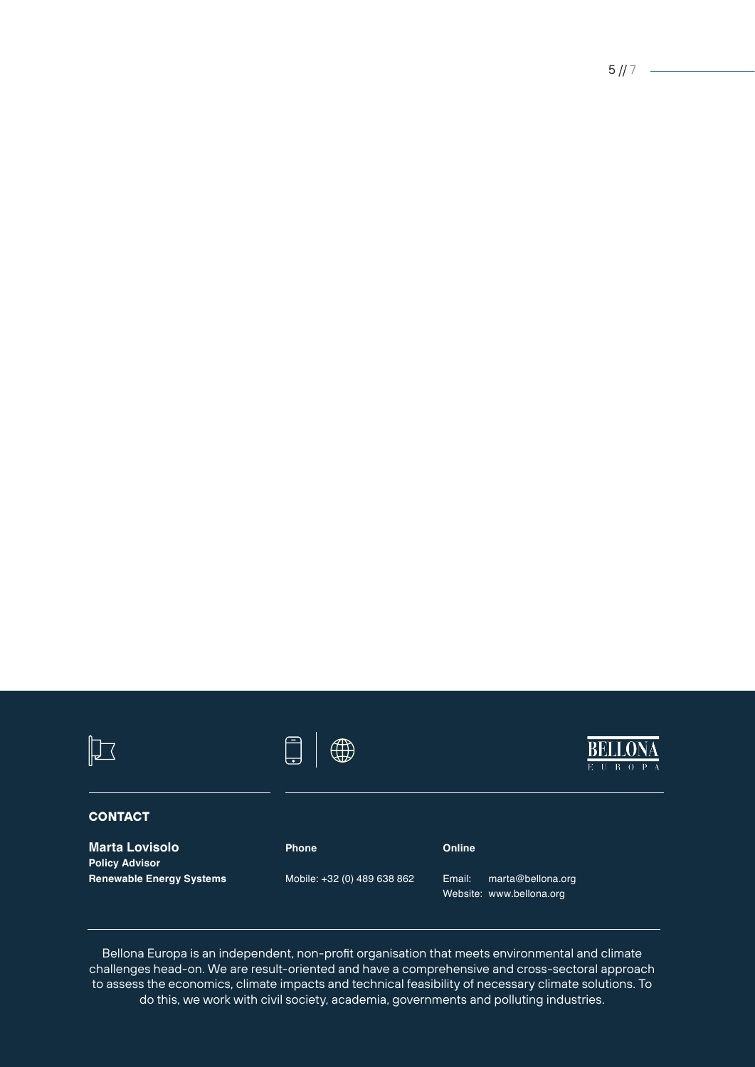## CONTACT

**Marta Lovisolo**
**Policy Advisor**
**Renewable Energy Systems**

**Phone**

Mobile: +32 (0) 489 638 862

**Online**

Email: marta@bellona.org
Website: www.bellona.org

Bellona Europa is an independent, non-profit organisation that meets environmental and climate challenges head-on. We are result-oriented and have a comprehensive and cross-sectoral approach to assess the economics, climate impacts and technical feasibility of necessary climate solutions. To do this, we work with civil society, academia, governments and polluting industries.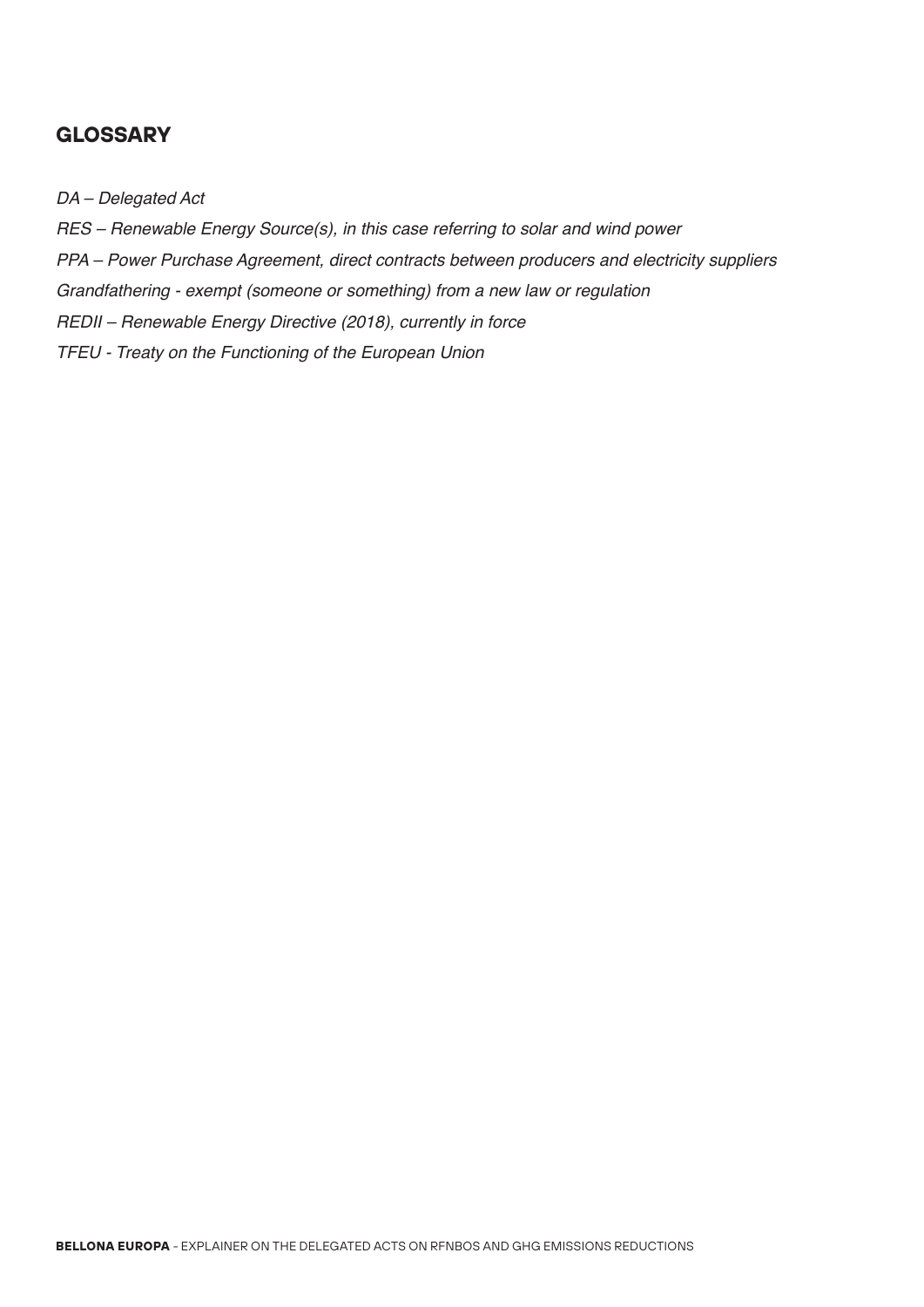## GLOSSARY

*DA – Delegated Act*

*RES – Renewable Energy Source(s), in this case referring to solar and wind power*

*PPA – Power Purchase Agreement, direct contracts between producers and electricity suppliers*

*Grandfathering - exempt (someone or something) from a new law or regulation*

*REDII – Renewable Energy Directive (2018), currently in force*

*TFEU - Treaty on the Functioning of the European Union*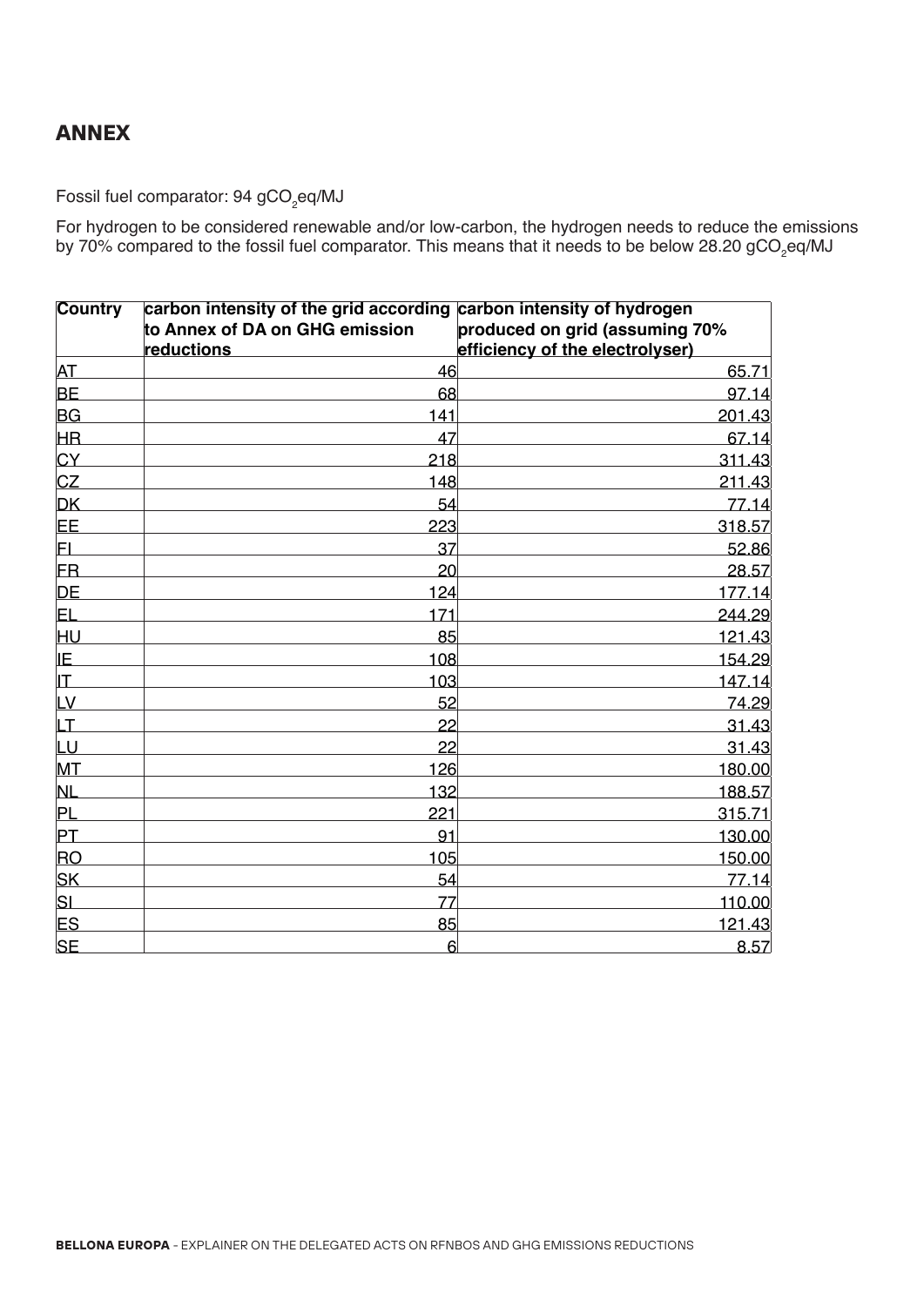## ANNEX

Fossil fuel comparator: 94 $gCO_2eq/MJ$

For hydrogen to be considered renewable and/or low-carbon, the hydrogen needs to reduce the emissions by 70% compared to the fossil fuel comparator. This means that it needs to be below 28.20 $gCO_2eq/MJ$

| Country | carbon intensity of the grid according to Annex of DA on GHG emission reductions | carbon intensity of hydrogen produced on grid (assuming 70% efficiency of the electrolyser) |
|---|---|---|
| AT | 46 | 65.71 |
| BE | 68 | 97.14 |
| BG | 141 | 201.43 |
| HR | 47 | 67.14 |
| CY | 218 | 311.43 |
| CZ | 148 | 211.43 |
| DK | 54 | 77.14 |
| EE | 223 | 318.57 |
| FI | 37 | 52.86 |
| FR | 20 | 28.57 |
| DE | 124 | 177.14 |
| EL | 171 | 244.29 |
| HU | 85 | 121.43 |
| IE | 108 | 154.29 |
| IT | 103 | 147.14 |
| LV | 52 | 74.29 |
| LT | 22 | 31.43 |
| LU | 22 | 31.43 |
| MT | 126 | 180.00 |
| NL | 132 | 188.57 |
| PL | 221 | 315.71 |
| PT | 91 | 130.00 |
| RO | 105 | 150.00 |
| SK | 54 | 77.14 |
| SI | 77 | 110.00 |
| ES | 85 | 121.43 |
| SE | 6 | 8.57 |